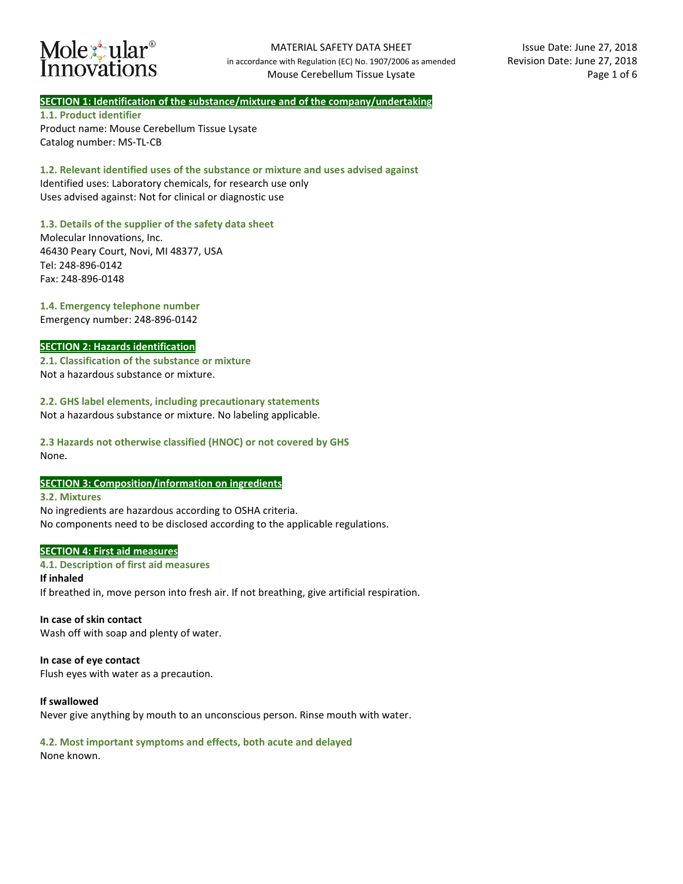# MATERIAL SAFETY DATA SHEET

in accordance with Regulation (EC) No. 1907/2006 as amended

Mouse Cerebellum Tissue Lysate

Issue Date: June 27, 2018
Revision Date: June 27, 2018

## SECTION 1: Identification of the substance/mixture and of the company/undertaking

### 1.1. Product identifier

Product name: Mouse Cerebellum Tissue Lysate
Catalog number: MS-TL-CB

### 1.2. Relevant identified uses of the substance or mixture and uses advised against

Identified uses: Laboratory chemicals, for research use only
Uses advised against: Not for clinical or diagnostic use

### 1.3. Details of the supplier of the safety data sheet

Molecular Innovations, Inc.
46430 Peary Court, Novi, MI 48377, USA
Tel: 248-896-0142
Fax: 248-896-0148

### 1.4. Emergency telephone number

Emergency number: 248-896-0142

## SECTION 2: Hazards identification

### 2.1. Classification of the substance or mixture

Not a hazardous substance or mixture.

### 2.2. GHS label elements, including precautionary statements

Not a hazardous substance or mixture. No labeling applicable.

### 2.3 Hazards not otherwise classified (HNOC) or not covered by GHS

None.

## SECTION 3: Composition/information on ingredients

### 3.2. Mixtures

No ingredients are hazardous according to OSHA criteria.
No components need to be disclosed according to the applicable regulations.

## SECTION 4: First aid measures

### 4.1. Description of first aid measures

**If inhaled**
If breathed in, move person into fresh air. If not breathing, give artificial respiration.

**In case of skin contact**
Wash off with soap and plenty of water.

**In case of eye contact**
Flush eyes with water as a precaution.

**If swallowed**
Never give anything by mouth to an unconscious person. Rinse mouth with water.

### 4.2. Most important symptoms and effects, both acute and delayed

None known.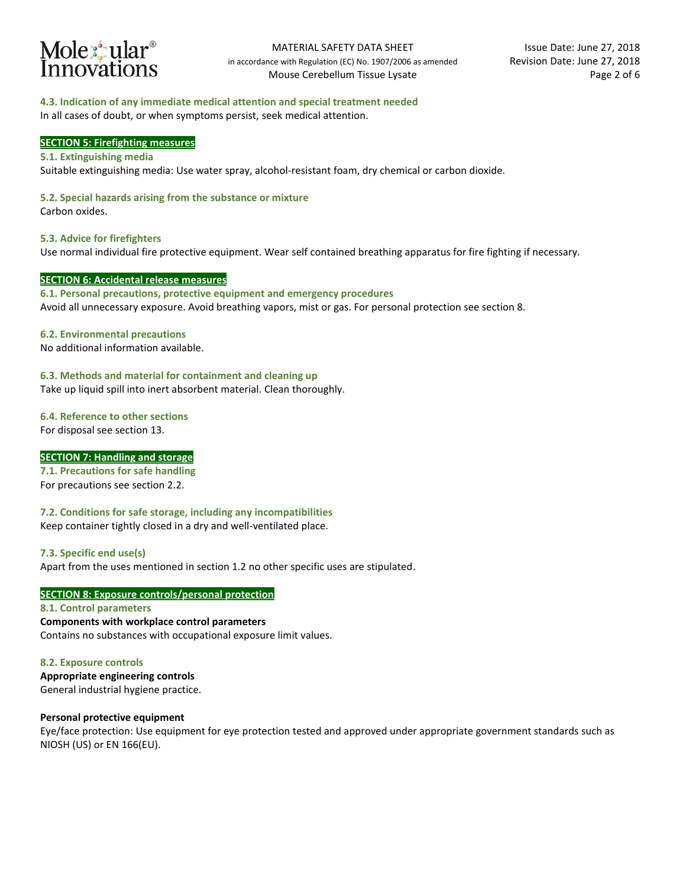### 4.3. Indication of any immediate medical attention and special treatment needed

In all cases of doubt, or when symptoms persist, seek medical attention.

## SECTION 5: Firefighting measures

### 5.1. Extinguishing media

Suitable extinguishing media: Use water spray, alcohol-resistant foam, dry chemical or carbon dioxide.

### 5.2. Special hazards arising from the substance or mixture

Carbon oxides.

### 5.3. Advice for firefighters

Use normal individual fire protective equipment. Wear self contained breathing apparatus for fire fighting if necessary.

## SECTION 6: Accidental release measures

### 6.1. Personal precautions, protective equipment and emergency procedures

Avoid all unnecessary exposure. Avoid breathing vapors, mist or gas. For personal protection see section 8.

### 6.2. Environmental precautions

No additional information available.

### 6.3. Methods and material for containment and cleaning up

Take up liquid spill into inert absorbent material. Clean thoroughly.

### 6.4. Reference to other sections

For disposal see section 13.

## SECTION 7: Handling and storage

### 7.1. Precautions for safe handling

For precautions see section 2.2.

### 7.2. Conditions for safe storage, including any incompatibilities

Keep container tightly closed in a dry and well-ventilated place.

### 7.3. Specific end use(s)

Apart from the uses mentioned in section 1.2 no other specific uses are stipulated.

## SECTION 8: Exposure controls/personal protection

### 8.1. Control parameters

**Components with workplace control parameters**

Contains no substances with occupational exposure limit values.

### 8.2. Exposure controls

**Appropriate engineering controls**

General industrial hygiene practice.

**Personal protective equipment**

Eye/face protection: Use equipment for eye protection tested and approved under appropriate government standards such as NIOSH (US) or EN 166(EU).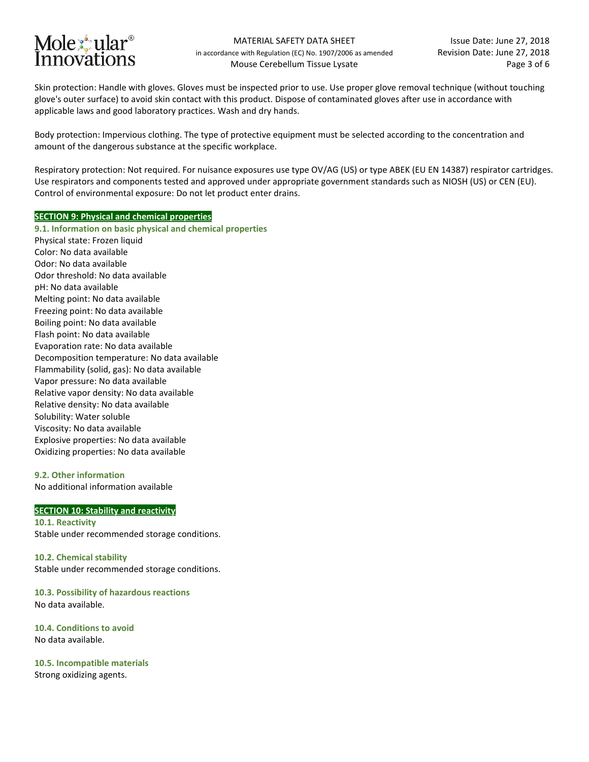Skin protection: Handle with gloves. Gloves must be inspected prior to use. Use proper glove removal technique (without touching glove's outer surface) to avoid skin contact with this product. Dispose of contaminated gloves after use in accordance with applicable laws and good laboratory practices. Wash and dry hands.

Body protection: Impervious clothing. The type of protective equipment must be selected according to the concentration and amount of the dangerous substance at the specific workplace.

Respiratory protection: Not required. For nuisance exposures use type OV/AG (US) or type ABEK (EU EN 14387) respirator cartridges. Use respirators and components tested and approved under appropriate government standards such as NIOSH (US) or CEN (EU).
Control of environmental exposure: Do not let product enter drains.

## SECTION 9: Physical and chemical properties

### 9.1. Information on basic physical and chemical properties

Physical state: Frozen liquid
Color: No data available
Odor: No data available
Odor threshold: No data available
pH: No data available
Melting point: No data available
Freezing point: No data available
Boiling point: No data available
Flash point: No data available
Evaporation rate: No data available
Decomposition temperature: No data available
Flammability (solid, gas): No data available
Vapor pressure: No data available
Relative vapor density: No data available
Relative density: No data available
Solubility: Water soluble
Viscosity: No data available
Explosive properties: No data available
Oxidizing properties: No data available

### 9.2. Other information

No additional information available

## SECTION 10: Stability and reactivity

### 10.1. Reactivity

Stable under recommended storage conditions.

### 10.2. Chemical stability

Stable under recommended storage conditions.

### 10.3. Possibility of hazardous reactions

No data available.

### 10.4. Conditions to avoid

No data available.

### 10.5. Incompatible materials

Strong oxidizing agents.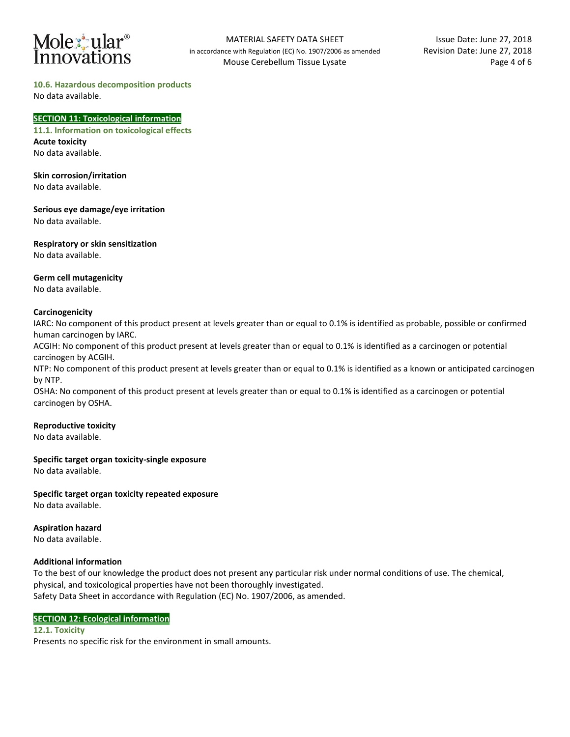### 10.6. Hazardous decomposition products

No data available.

## SECTION 11: Toxicological information

### 11.1. Information on toxicological effects

**Acute toxicity**

No data available.

**Skin corrosion/irritation**

No data available.

**Serious eye damage/eye irritation**

No data available.

**Respiratory or skin sensitization**

No data available.

**Germ cell mutagenicity**

No data available.

**Carcinogenicity**

IARC: No component of this product present at levels greater than or equal to 0.1% is identified as probable, possible or confirmed human carcinogen by IARC.

ACGIH: No component of this product present at levels greater than or equal to 0.1% is identified as a carcinogen or potential carcinogen by ACGIH.

NTP: No component of this product present at levels greater than or equal to 0.1% is identified as a known or anticipated carcinogen by NTP.

OSHA: No component of this product present at levels greater than or equal to 0.1% is identified as a carcinogen or potential carcinogen by OSHA.

**Reproductive toxicity**

No data available.

**Specific target organ toxicity-single exposure**

No data available.

**Specific target organ toxicity repeated exposure**

No data available.

**Aspiration hazard**

No data available.

**Additional information**

To the best of our knowledge the product does not present any particular risk under normal conditions of use. The chemical, physical, and toxicological properties have not been thoroughly investigated.

Safety Data Sheet in accordance with Regulation (EC) No. 1907/2006, as amended.

## SECTION 12: Ecological information

### 12.1. Toxicity

Presents no specific risk for the environment in small amounts.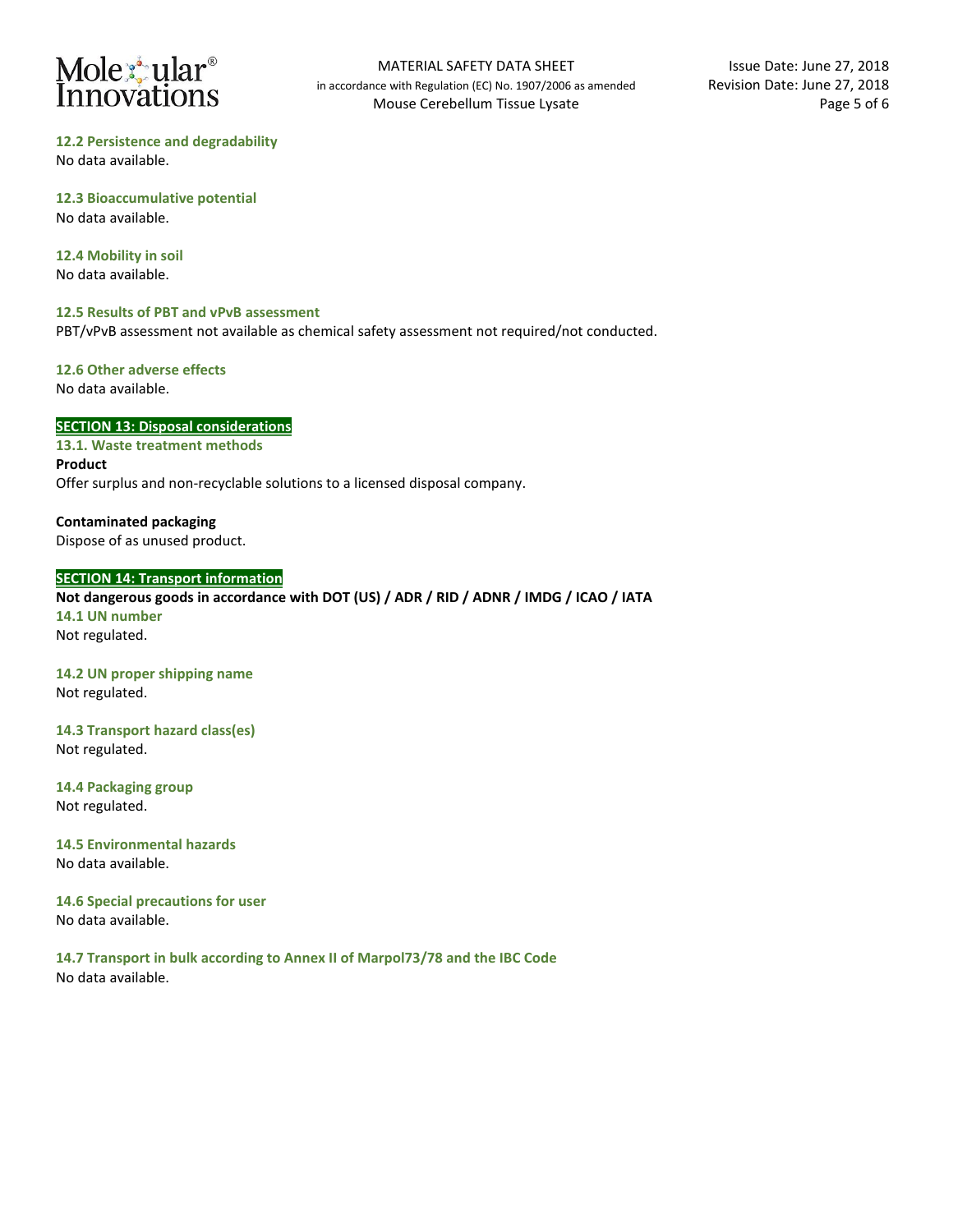### 12.2 Persistence and degradability

No data available.

### 12.3 Bioaccumulative potential

No data available.

### 12.4 Mobility in soil

No data available.

### 12.5 Results of PBT and vPvB assessment

PBT/vPvB assessment not available as chemical safety assessment not required/not conducted.

### 12.6 Other adverse effects

No data available.

## SECTION 13: Disposal considerations

### 13.1. Waste treatment methods

**Product**

Offer surplus and non-recyclable solutions to a licensed disposal company.

**Contaminated packaging**

Dispose of as unused product.

## SECTION 14: Transport information

**Not dangerous goods in accordance with DOT (US) / ADR / RID / ADNR / IMDG / ICAO / IATA**

### 14.1 UN number

Not regulated.

### 14.2 UN proper shipping name

Not regulated.

### 14.3 Transport hazard class(es)

Not regulated.

### 14.4 Packaging group

Not regulated.

### 14.5 Environmental hazards

No data available.

### 14.6 Special precautions for user

No data available.

### 14.7 Transport in bulk according to Annex II of Marpol73/78 and the IBC Code

No data available.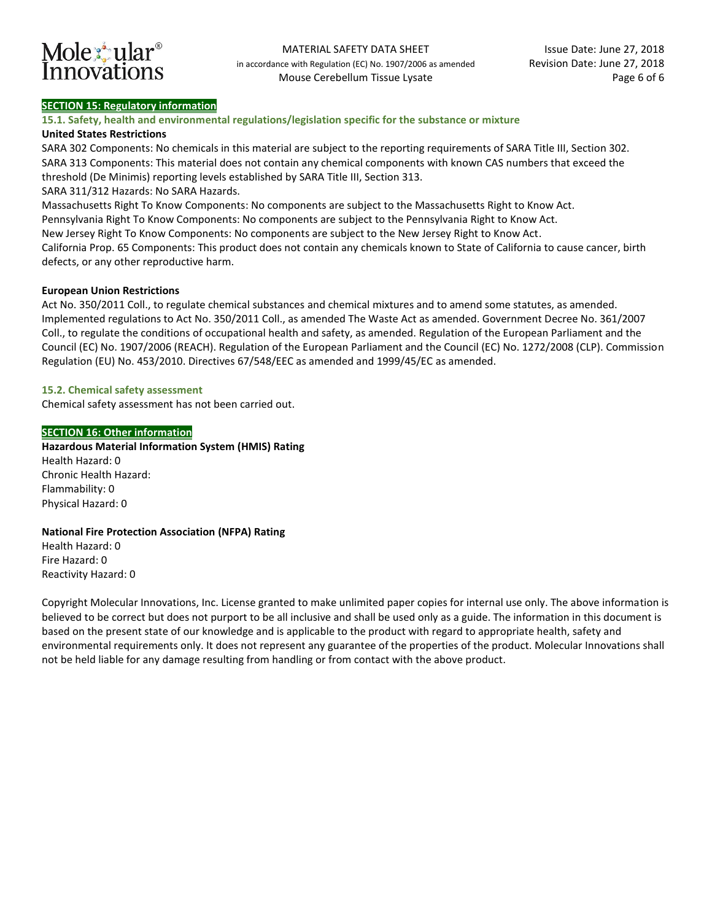## SECTION 15: Regulatory information

### 15.1. Safety, health and environmental regulations/legislation specific for the substance or mixture

**United States Restrictions**

SARA 302 Components: No chemicals in this material are subject to the reporting requirements of SARA Title III, Section 302.
SARA 313 Components: This material does not contain any chemical components with known CAS numbers that exceed the threshold (De Minimis) reporting levels established by SARA Title III, Section 313.
SARA 311/312 Hazards: No SARA Hazards.
Massachusetts Right To Know Components: No components are subject to the Massachusetts Right to Know Act.
Pennsylvania Right To Know Components: No components are subject to the Pennsylvania Right to Know Act.
New Jersey Right To Know Components: No components are subject to the New Jersey Right to Know Act.
California Prop. 65 Components: This product does not contain any chemicals known to State of California to cause cancer, birth defects, or any other reproductive harm.

**European Union Restrictions**

Act No. 350/2011 Coll., to regulate chemical substances and chemical mixtures and to amend some statutes, as amended. Implemented regulations to Act No. 350/2011 Coll., as amended The Waste Act as amended. Government Decree No. 361/2007 Coll., to regulate the conditions of occupational health and safety, as amended. Regulation of the European Parliament and the Council (EC) No. 1907/2006 (REACH). Regulation of the European Parliament and the Council (EC) No. 1272/2008 (CLP). Commission Regulation (EU) No. 453/2010. Directives 67/548/EEC as amended and 1999/45/EC as amended.

### 15.2. Chemical safety assessment

Chemical safety assessment has not been carried out.

## SECTION 16: Other information

**Hazardous Material Information System (HMIS) Rating**

Health Hazard: 0
Chronic Health Hazard:
Flammability: 0
Physical Hazard: 0

**National Fire Protection Association (NFPA) Rating**

Health Hazard: 0
Fire Hazard: 0
Reactivity Hazard: 0

Copyright Molecular Innovations, Inc. License granted to make unlimited paper copies for internal use only. The above information is believed to be correct but does not purport to be all inclusive and shall be used only as a guide. The information in this document is based on the present state of our knowledge and is applicable to the product with regard to appropriate health, safety and environmental requirements only. It does not represent any guarantee of the properties of the product. Molecular Innovations shall not be held liable for any damage resulting from handling or from contact with the above product.